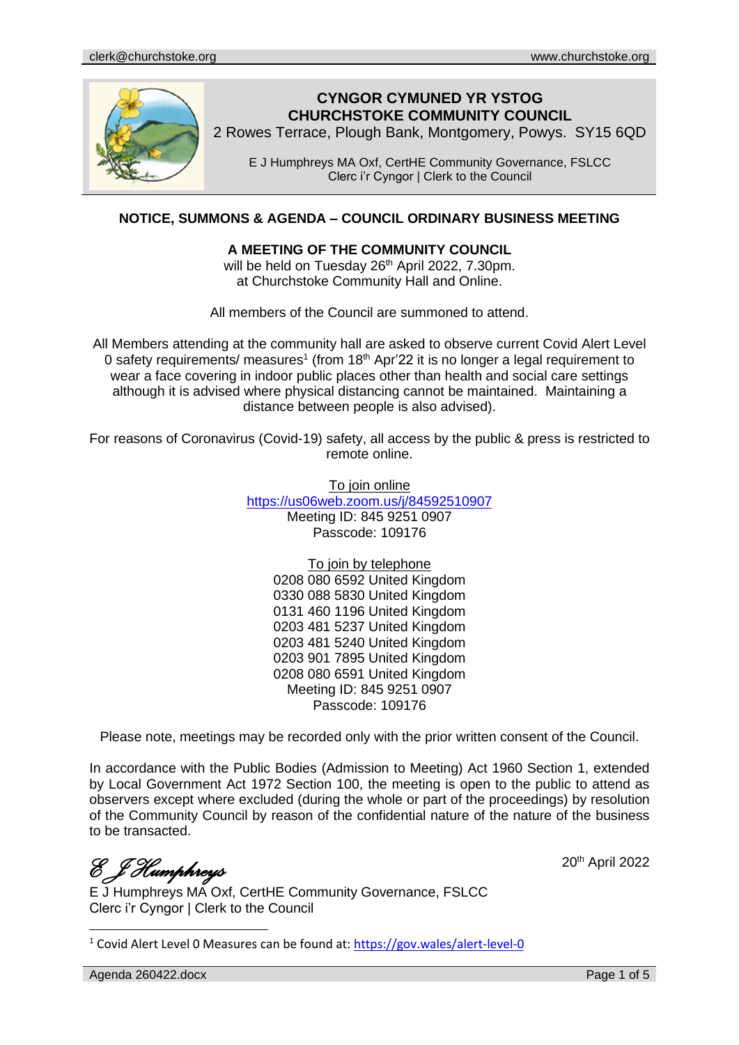# CYNGOR CYMUNED YR YSTOG
# CHURCHSTOKE COMMUNITY COUNCIL

2 Rowes Terrace, Plough Bank, Montgomery, Powys. SY15 6QD

E J Humphreys MA Oxf, CertHE Community Governance, FSLCC
Clerc i'r Cyngor | Clerk to the Council

**NOTICE, SUMMONS & AGENDA – COUNCIL ORDINARY BUSINESS MEETING**

**A MEETING OF THE COMMUNITY COUNCIL**
will be held on Tuesday 26th April 2022, 7.30pm.
at Churchstoke Community Hall and Online.

All members of the Council are summoned to attend.

All Members attending at the community hall are asked to observe current Covid Alert Level 0 safety requirements/ measures[1] (from 18th Apr'22 it is no longer a legal requirement to wear a face covering in indoor public places other than health and social care settings although it is advised where physical distancing cannot be maintained. Maintaining a distance between people is also advised).

For reasons of Coronavirus (Covid-19) safety, all access by the public & press is restricted to remote online.

To join online
https://us06web.zoom.us/j/84592510907
Meeting ID: 845 9251 0907
Passcode: 109176

To join by telephone
0208 080 6592 United Kingdom
0330 088 5830 United Kingdom
0131 460 1196 United Kingdom
0203 481 5237 United Kingdom
0203 481 5240 United Kingdom
0203 901 7895 United Kingdom
0208 080 6591 United Kingdom
Meeting ID: 845 9251 0907
Passcode: 109176

Please note, meetings may be recorded only with the prior written consent of the Council.

In accordance with the Public Bodies (Admission to Meeting) Act 1960 Section 1, extended by Local Government Act 1972 Section 100, the meeting is open to the public to attend as observers except where excluded (during the whole or part of the proceedings) by resolution of the Community Council by reason of the confidential nature of the nature of the business to be transacted.

*E J Humphreys*

20th April 2022

E J Humphreys MA Oxf, CertHE Community Governance, FSLCC
Clerc i'r Cyngor | Clerk to the Council

[1] Covid Alert Level 0 Measures can be found at: https://gov.wales/alert-level-0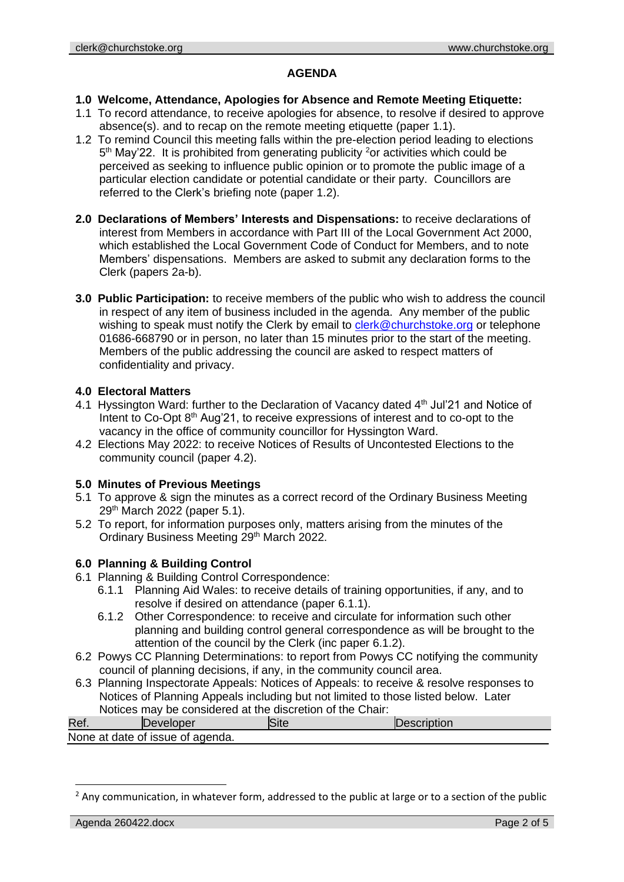## AGENDA

### 1.0 Welcome, Attendance, Apologies for Absence and Remote Meeting Etiquette:

1.1 To record attendance, to receive apologies for absence, to resolve if desired to approve absence(s). and to recap on the remote meeting etiquette (paper 1.1).

1.2 To remind Council this meeting falls within the pre-election period leading to elections 5th May'22. It is prohibited from generating publicity [2]or activities which could be perceived as seeking to influence public opinion or to promote the public image of a particular election candidate or potential candidate or their party. Councillors are referred to the Clerk's briefing note (paper 1.2).

**2.0 Declarations of Members' Interests and Dispensations:** to receive declarations of interest from Members in accordance with Part III of the Local Government Act 2000, which established the Local Government Code of Conduct for Members, and to note Members' dispensations. Members are asked to submit any declaration forms to the Clerk (papers 2a-b).

**3.0 Public Participation:** to receive members of the public who wish to address the council in respect of any item of business included in the agenda. Any member of the public wishing to speak must notify the Clerk by email to clerk@churchstoke.org or telephone 01686-668790 or in person, no later than 15 minutes prior to the start of the meeting. Members of the public addressing the council are asked to respect matters of confidentiality and privacy.

### 4.0 Electoral Matters

4.1 Hyssington Ward: further to the Declaration of Vacancy dated 4th Jul'21 and Notice of Intent to Co-Opt 8th Aug'21, to receive expressions of interest and to co-opt to the vacancy in the office of community councillor for Hyssington Ward.

4.2 Elections May 2022: to receive Notices of Results of Uncontested Elections to the community council (paper 4.2).

### 5.0 Minutes of Previous Meetings

5.1 To approve & sign the minutes as a correct record of the Ordinary Business Meeting 29th March 2022 (paper 5.1).

5.2 To report, for information purposes only, matters arising from the minutes of the Ordinary Business Meeting 29th March 2022.

### 6.0 Planning & Building Control

6.1 Planning & Building Control Correspondence:

- 6.1.1 Planning Aid Wales: to receive details of training opportunities, if any, and to resolve if desired on attendance (paper 6.1.1).
- 6.1.2 Other Correspondence: to receive and circulate for information such other planning and building control general correspondence as will be brought to the attention of the council by the Clerk (inc paper 6.1.2).

6.2 Powys CC Planning Determinations: to report from Powys CC notifying the community council of planning decisions, if any, in the community council area.

6.3 Planning Inspectorate Appeals: Notices of Appeals: to receive & resolve responses to Notices of Planning Appeals including but not limited to those listed below. Later Notices may be considered at the discretion of the Chair:

| Ref. | Developer | Site | Description |
|---|---|---|---|
| None at date of issue of agenda. | | | |

[2] Any communication, in whatever form, addressed to the public at large or to a section of the public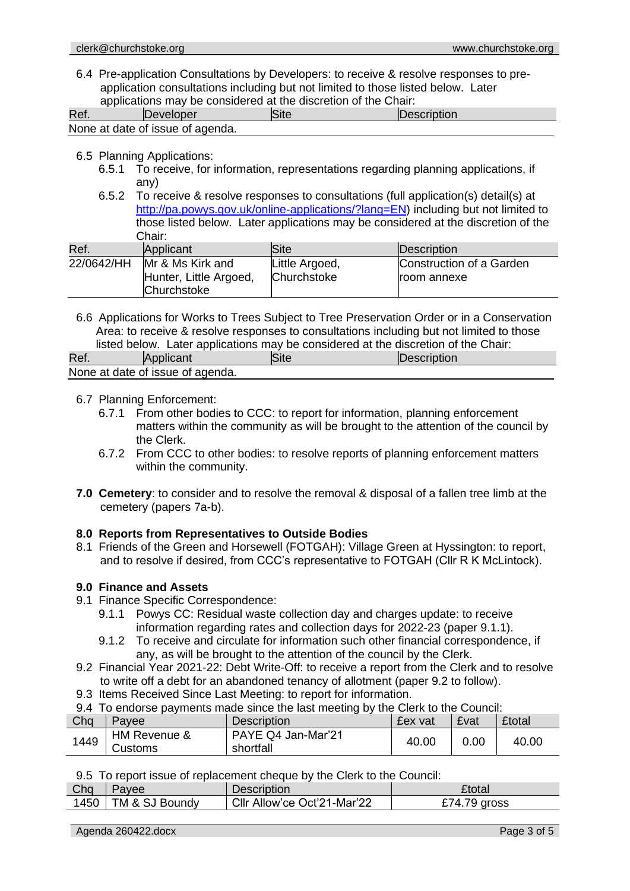6.4 Pre-application Consultations by Developers: to receive & resolve responses to pre-application consultations including but not limited to those listed below. Later applications may be considered at the discretion of the Chair:

| Ref. | Developer | Site | Description |
|---|---|---|---|
| None at date of issue of agenda. | | | |

6.5 Planning Applications:

6.5.1 To receive, for information, representations regarding planning applications, if any)

6.5.2 To receive & resolve responses to consultations (full application(s) detail(s) at http://pa.powys.gov.uk/online-applications/?lang=EN) including but not limited to those listed below. Later applications may be considered at the discretion of the Chair:

| Ref. | Applicant | Site | Description |
|---|---|---|---|
| 22/0642/HH | Mr & Ms Kirk and Hunter, Little Argoed, Churchstoke | Little Argoed, Churchstoke | Construction of a Garden room annexe |

6.6 Applications for Works to Trees Subject to Tree Preservation Order or in a Conservation Area: to receive & resolve responses to consultations including but not limited to those listed below. Later applications may be considered at the discretion of the Chair:

| Ref. | Applicant | Site | Description |
|---|---|---|---|
| None at date of issue of agenda. | | | |

6.7 Planning Enforcement:

6.7.1 From other bodies to CCC: to report for information, planning enforcement matters within the community as will be brought to the attention of the council by the Clerk.

6.7.2 From CCC to other bodies: to resolve reports of planning enforcement matters within the community.

**7.0 Cemetery**: to consider and to resolve the removal & disposal of a fallen tree limb at the cemetery (papers 7a-b).

**8.0 Reports from Representatives to Outside Bodies**

8.1 Friends of the Green and Horsewell (FOTGAH): Village Green at Hyssington: to report, and to resolve if desired, from CCC's representative to FOTGAH (Cllr R K McLintock).

**9.0 Finance and Assets**

9.1 Finance Specific Correspondence:

9.1.1 Powys CC: Residual waste collection day and charges update: to receive information regarding rates and collection days for 2022-23 (paper 9.1.1).

9.1.2 To receive and circulate for information such other financial correspondence, if any, as will be brought to the attention of the council by the Clerk.

9.2 Financial Year 2021-22: Debt Write-Off: to receive a report from the Clerk and to resolve to write off a debt for an abandoned tenancy of allotment (paper 9.2 to follow).

9.3 Items Received Since Last Meeting: to report for information.

9.4 To endorse payments made since the last meeting by the Clerk to the Council:

| Chq | Payee | Description | £ex vat | £vat | £total |
|---|---|---|---|---|---|
| 1449 | HM Revenue & Customs | PAYE Q4 Jan-Mar'21 shortfall | 40.00 | 0.00 | 40.00 |

9.5 To report issue of replacement cheque by the Clerk to the Council:

| Chq | Payee | Description | £total |
|---|---|---|---|
| 1450 | TM & SJ Boundy | Cllr Allow'ce Oct'21-Mar'22 | £74.79 gross |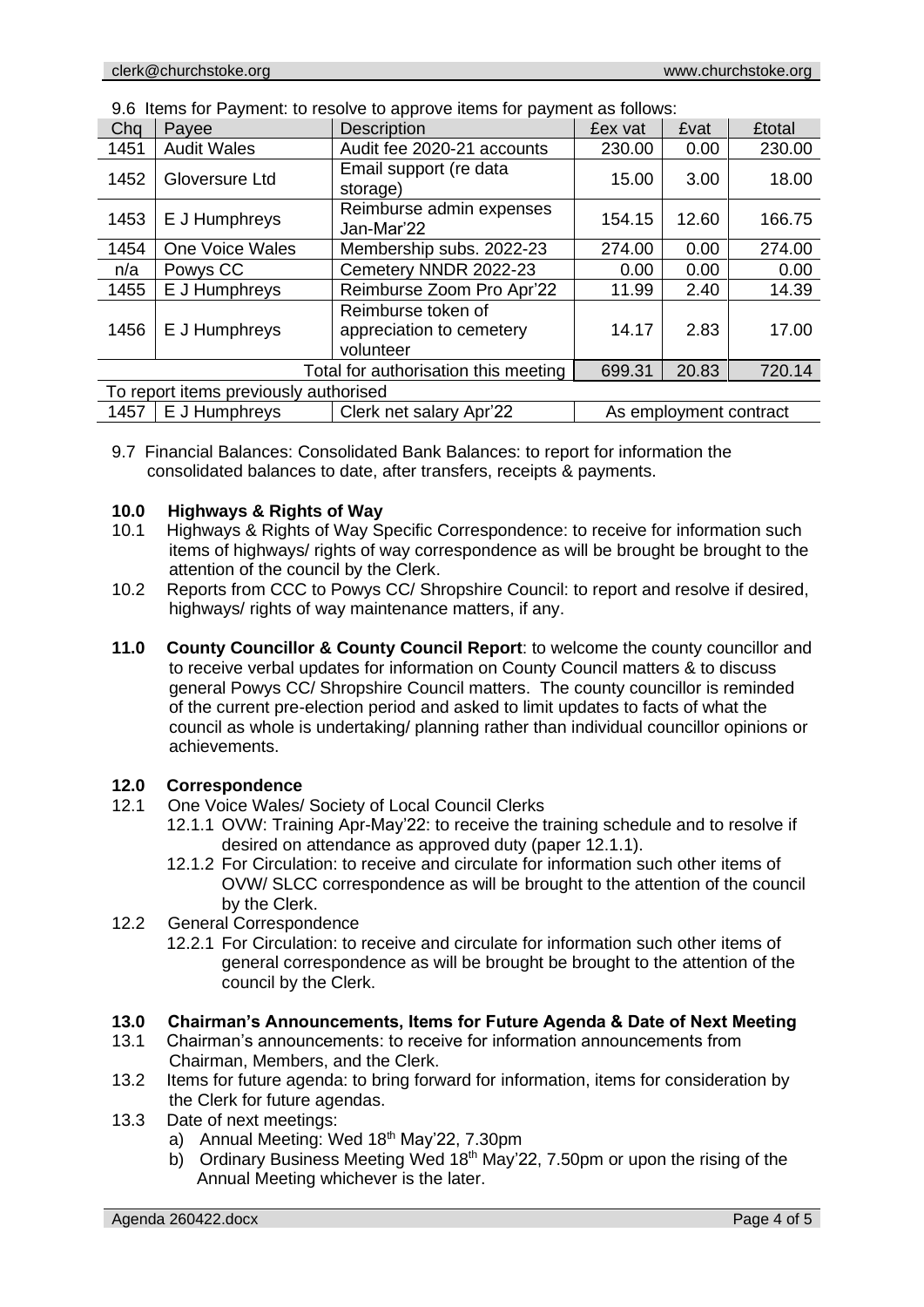9.6 Items for Payment: to resolve to approve items for payment as follows:

| Chq | Payee | Description | £ex vat | £vat | £total |
|---|---|---|---|---|---|
| 1451 | Audit Wales | Audit fee 2020-21 accounts | 230.00 | 0.00 | 230.00 |
| 1452 | Gloversure Ltd | Email support (re data storage) | 15.00 | 3.00 | 18.00 |
| 1453 | E J Humphreys | Reimburse admin expenses Jan-Mar'22 | 154.15 | 12.60 | 166.75 |
| 1454 | One Voice Wales | Membership subs. 2022-23 | 274.00 | 0.00 | 274.00 |
| n/a | Powys CC | Cemetery NNDR 2022-23 | 0.00 | 0.00 | 0.00 |
| 1455 | E J Humphreys | Reimburse Zoom Pro Apr'22 | 11.99 | 2.40 | 14.39 |
| 1456 | E J Humphreys | Reimburse token of appreciation to cemetery volunteer | 14.17 | 2.83 | 17.00 |
| | | Total for authorisation this meeting | 699.31 | 20.83 | 720.14 |
| To report items previously authorised | | | | | |
| 1457 | E J Humphreys | Clerk net salary Apr'22 | As employment contract | | |

9.7 Financial Balances: Consolidated Bank Balances: to report for information the consolidated balances to date, after transfers, receipts & payments.

## 10.0 Highways & Rights of Way

10.1 Highways & Rights of Way Specific Correspondence: to receive for information such items of highways/ rights of way correspondence as will be brought be brought to the attention of the council by the Clerk.

10.2 Reports from CCC to Powys CC/ Shropshire Council: to report and resolve if desired, highways/ rights of way maintenance matters, if any.

**11.0 County Councillor & County Council Report**: to welcome the county councillor and to receive verbal updates for information on County Council matters & to discuss general Powys CC/ Shropshire Council matters. The county councillor is reminded of the current pre-election period and asked to limit updates to facts of what the council as whole is undertaking/ planning rather than individual councillor opinions or achievements.

## 12.0 Correspondence

12.1 One Voice Wales/ Society of Local Council Clerks

12.1.1 OVW: Training Apr-May'22: to receive the training schedule and to resolve if desired on attendance as approved duty (paper 12.1.1).

12.1.2 For Circulation: to receive and circulate for information such other items of OVW/ SLCC correspondence as will be brought to the attention of the council by the Clerk.

12.2 General Correspondence

12.2.1 For Circulation: to receive and circulate for information such other items of general correspondence as will be brought be brought to the attention of the council by the Clerk.

## 13.0 Chairman's Announcements, Items for Future Agenda & Date of Next Meeting

13.1 Chairman's announcements: to receive for information announcements from Chairman, Members, and the Clerk.

13.2 Items for future agenda: to bring forward for information, items for consideration by the Clerk for future agendas.

13.3 Date of next meetings:

a) Annual Meeting: Wed 18th May'22, 7.30pm

b) Ordinary Business Meeting Wed 18th May'22, 7.50pm or upon the rising of the Annual Meeting whichever is the later.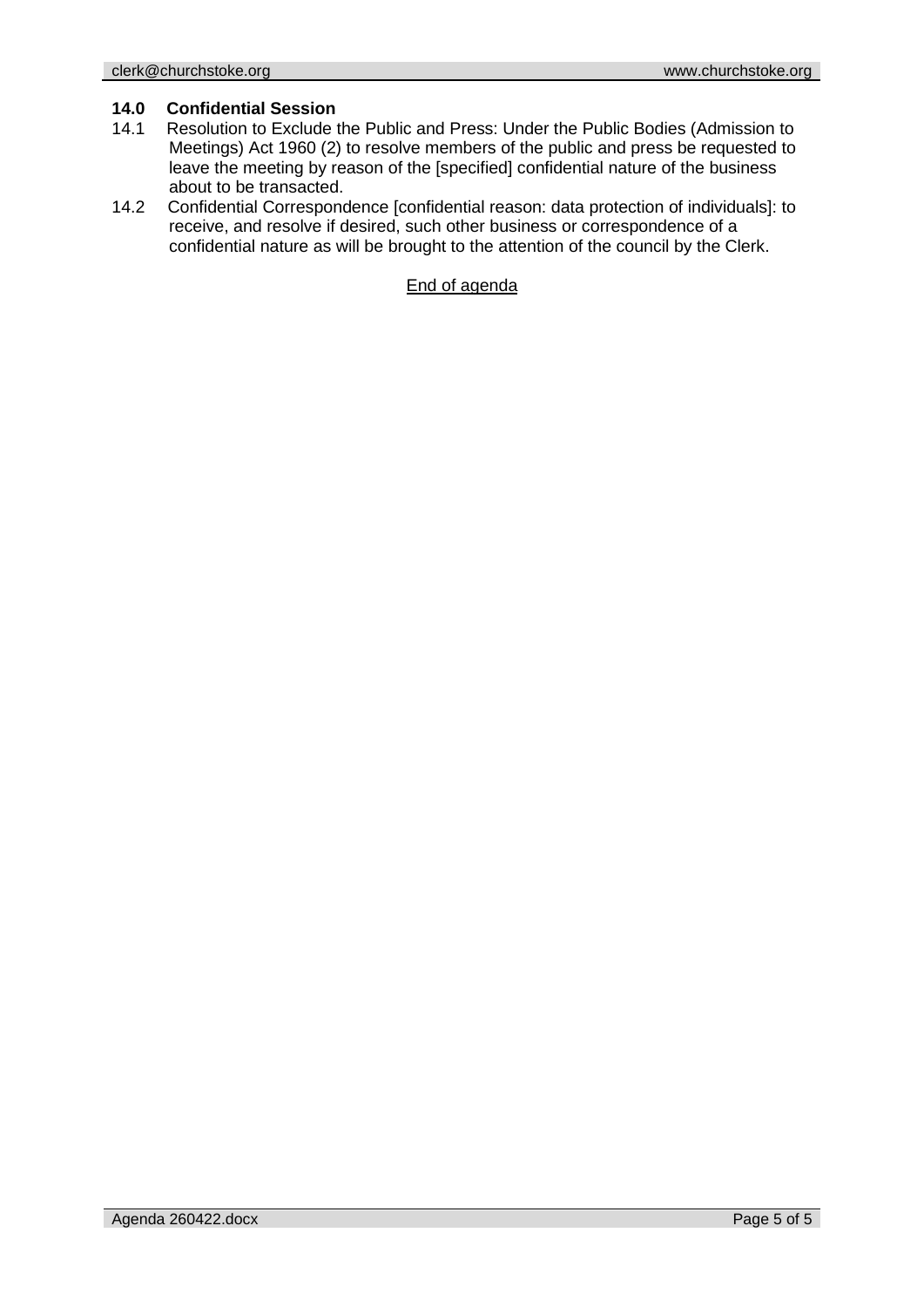**14.0 Confidential Session**

14.1 Resolution to Exclude the Public and Press: Under the Public Bodies (Admission to Meetings) Act 1960 (2) to resolve members of the public and press be requested to leave the meeting by reason of the [specified] confidential nature of the business about to be transacted.

14.2 Confidential Correspondence [confidential reason: data protection of individuals]: to receive, and resolve if desired, such other business or correspondence of a confidential nature as will be brought to the attention of the council by the Clerk.

End of agenda